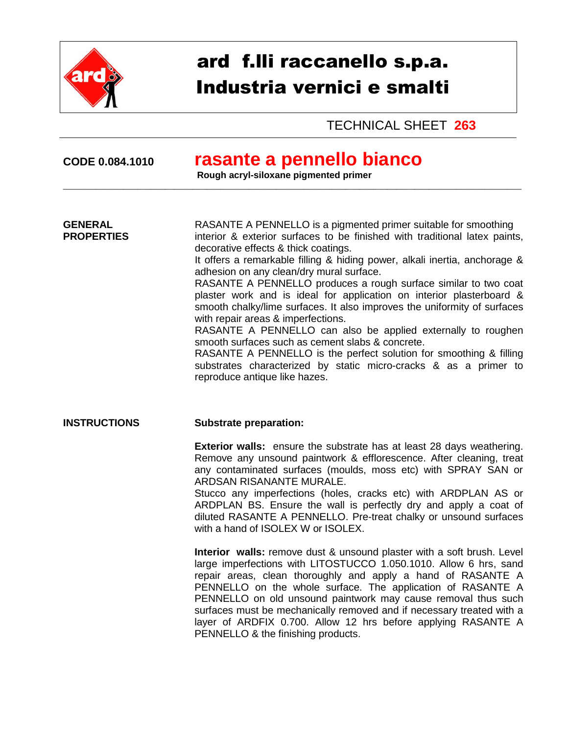# ard f.lli raccanello s.p.a.
# Industria vernici e smalti

TECHNICAL SHEET **263**

**CODE 0.084.1010**

## rasante a pennello bianco

**Rough acryl-siloxane pigmented primer**

---

**GENERAL PROPERTIES**

RASANTE A PENNELLO is a pigmented primer suitable for smoothing interior & exterior surfaces to be finished with traditional latex paints, decorative effects & thick coatings.
It offers a remarkable filling & hiding power, alkali inertia, anchorage & adhesion on any clean/dry mural surface.
RASANTE A PENNELLO produces a rough surface similar to two coat plaster work and is ideal for application on interior plasterboard & smooth chalky/lime surfaces. It also improves the uniformity of surfaces with repair areas & imperfections.
RASANTE A PENNELLO can also be applied externally to roughen smooth surfaces such as cement slabs & concrete.
RASANTE A PENNELLO is the perfect solution for smoothing & filling substrates characterized by static micro-cracks & as a primer to reproduce antique like hazes.

**INSTRUCTIONS**

**Substrate preparation:**

**Exterior walls:** ensure the substrate has at least 28 days weathering. Remove any unsound paintwork & efflorescence. After cleaning, treat any contaminated surfaces (moulds, moss etc) with SPRAY SAN or ARDSAN RISANANTE MURALE.
Stucco any imperfections (holes, cracks etc) with ARDPLAN AS or ARDPLAN BS. Ensure the wall is perfectly dry and apply a coat of diluted RASANTE A PENNELLO. Pre-treat chalky or unsound surfaces with a hand of ISOLEX W or ISOLEX.

**Interior walls:** remove dust & unsound plaster with a soft brush. Level large imperfections with LITOSTUCCO 1.050.1010. Allow 6 hrs, sand repair areas, clean thoroughly and apply a hand of RASANTE A PENNELLO on the whole surface. The application of RASANTE A PENNELLO on old unsound paintwork may cause removal thus such surfaces must be mechanically removed and if necessary treated with a layer of ARDFIX 0.700. Allow 12 hrs before applying RASANTE A PENNELLO & the finishing products.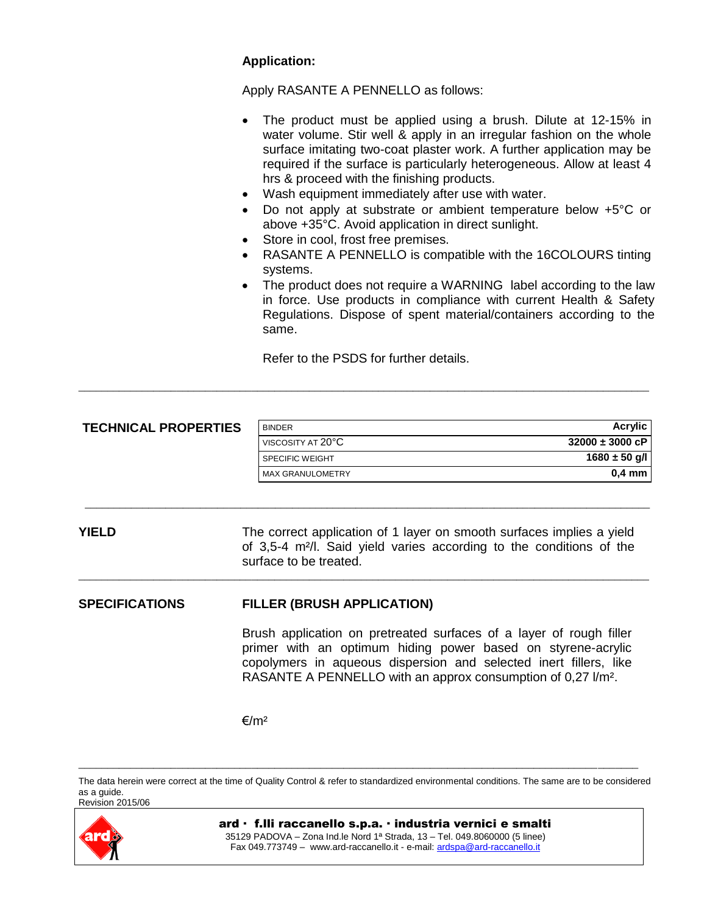**Application:**

Apply RASANTE A PENNELLO as follows:

- The product must be applied using a brush. Dilute at 12-15% in water volume. Stir well & apply in an irregular fashion on the whole surface imitating two-coat plaster work. A further application may be required if the surface is particularly heterogeneous. Allow at least 4 hrs & proceed with the finishing products.
- Wash equipment immediately after use with water.
- Do not apply at substrate or ambient temperature below +5°C or above +35°C. Avoid application in direct sunlight.
- Store in cool, frost free premises.
- RASANTE A PENNELLO is compatible with the 16COLOURS tinting systems.
- The product does not require a WARNING label according to the law in force. Use products in compliance with current Health & Safety Regulations. Dispose of spent material/containers according to the same.

  Refer to the PSDS for further details.

---

**TECHNICAL PROPERTIES**

| | |
|---|---|
| BINDER | **Acrylic** |
| VISCOSITY AT 20°C | **32000 ± 3000 cP** |
| SPECIFIC WEIGHT | **1680 ± 50 g/l** |
| MAX GRANULOMETRY | **0,4 mm** |

---

**YIELD**

The correct application of 1 layer on smooth surfaces implies a yield of 3,5-4 m²/l. Said yield varies according to the conditions of the surface to be treated.

---

**SPECIFICATIONS**

**FILLER (BRUSH APPLICATION)**

Brush application on pretreated surfaces of a layer of rough filler primer with an optimum hiding power based on styrene-acrylic copolymers in aqueous dispersion and selected inert fillers, like RASANTE A PENNELLO with an approx consumption of 0,27 l/m².

€/m²

---

The data herein were correct at the time of Quality Control & refer to standardized environmental conditions. The same are to be considered as a guide.
Revision 2015/06

**ard · f.lli raccanello s.p.a. · industria vernici e smalti**
35129 PADOVA – Zona Ind.le Nord 1ª Strada, 13 – Tel. 049.8060000 (5 linee)
Fax 049.773749 – www.ard-raccanello.it - e-mail: ardspa@ard-raccanello.it